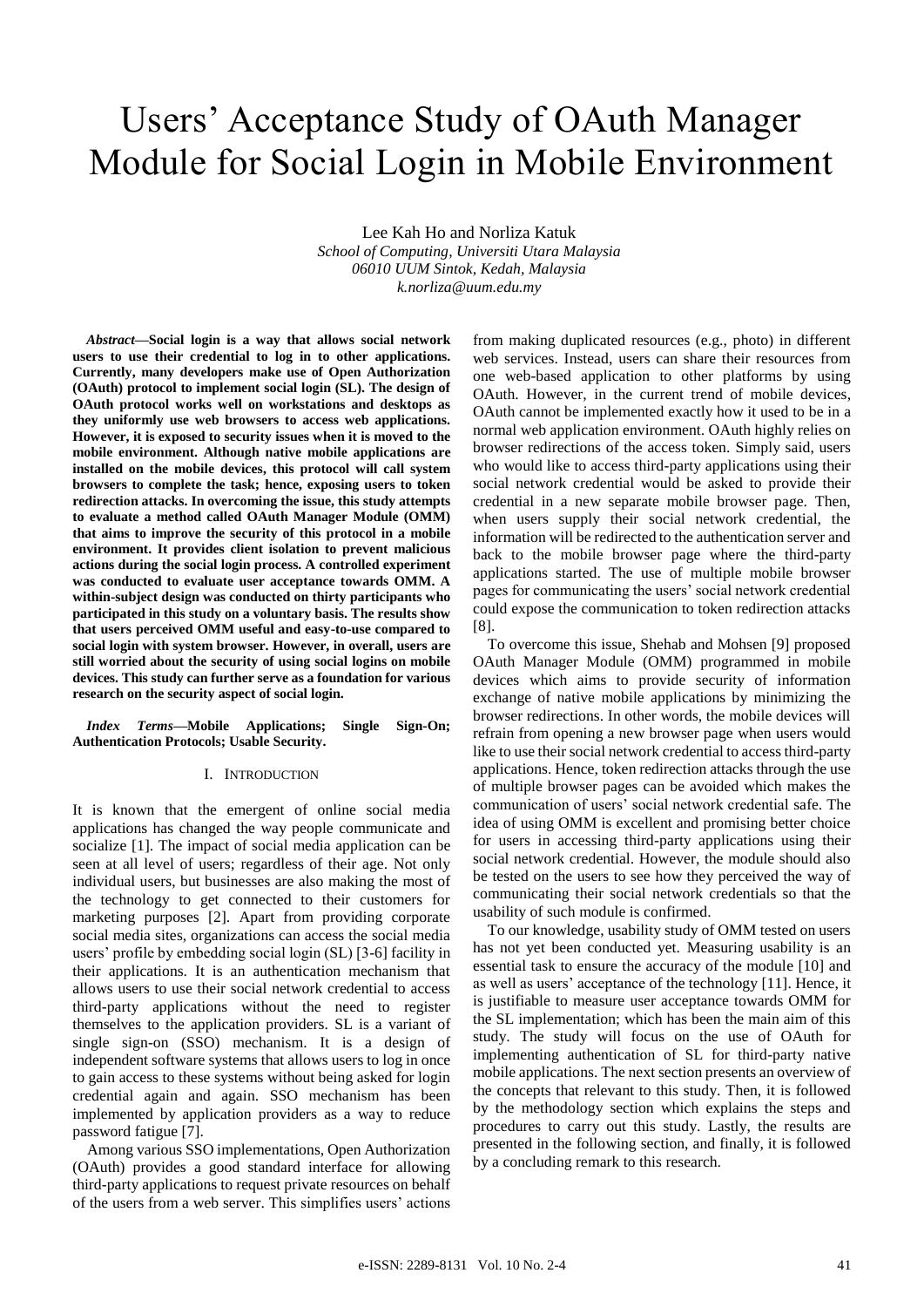# Users' Acceptance Study of OAuth Manager Module for Social Login in Mobile Environment

Lee Kah Ho and Norliza Katuk
*School of Computing, Universiti Utara Malaysia*
*06010 UUM Sintok, Kedah, Malaysia*
*k.norliza@uum.edu.my*

***Abstract*—Social login is a way that allows social network users to use their credential to log in to other applications. Currently, many developers make use of Open Authorization (OAuth) protocol to implement social login (SL). The design of OAuth protocol works well on workstations and desktops as they uniformly use web browsers to access web applications. However, it is exposed to security issues when it is moved to the mobile environment. Although native mobile applications are installed on the mobile devices, this protocol will call system browsers to complete the task; hence, exposing users to token redirection attacks. In overcoming the issue, this study attempts to evaluate a method called OAuth Manager Module (OMM) that aims to improve the security of this protocol in a mobile environment. It provides client isolation to prevent malicious actions during the social login process. A controlled experiment was conducted to evaluate user acceptance towards OMM. A within-subject design was conducted on thirty participants who participated in this study on a voluntary basis. The results show that users perceived OMM useful and easy-to-use compared to social login with system browser. However, in overall, users are still worried about the security of using social logins on mobile devices. This study can further serve as a foundation for various research on the security aspect of social login.**

***Index Terms*—Mobile Applications; Single Sign-On; Authentication Protocols; Usable Security.**

## I. INTRODUCTION

It is known that the emergent of online social media applications has changed the way people communicate and socialize [1]. The impact of social media application can be seen at all level of users; regardless of their age. Not only individual users, but businesses are also making the most of the technology to get connected to their customers for marketing purposes [2]. Apart from providing corporate social media sites, organizations can access the social media users' profile by embedding social login (SL) [3-6] facility in their applications. It is an authentication mechanism that allows users to use their social network credential to access third-party applications without the need to register themselves to the application providers. SL is a variant of single sign-on (SSO) mechanism. It is a design of independent software systems that allows users to log in once to gain access to these systems without being asked for login credential again and again. SSO mechanism has been implemented by application providers as a way to reduce password fatigue [7].

Among various SSO implementations, Open Authorization (OAuth) provides a good standard interface for allowing third-party applications to request private resources on behalf of the users from a web server. This simplifies users' actions from making duplicated resources (e.g., photo) in different web services. Instead, users can share their resources from one web-based application to other platforms by using OAuth. However, in the current trend of mobile devices, OAuth cannot be implemented exactly how it used to be in a normal web application environment. OAuth highly relies on browser redirections of the access token. Simply said, users who would like to access third-party applications using their social network credential would be asked to provide their credential in a new separate mobile browser page. Then, when users supply their social network credential, the information will be redirected to the authentication server and back to the mobile browser page where the third-party applications started. The use of multiple mobile browser pages for communicating the users' social network credential could expose the communication to token redirection attacks [8].

To overcome this issue, Shehab and Mohsen [9] proposed OAuth Manager Module (OMM) programmed in mobile devices which aims to provide security of information exchange of native mobile applications by minimizing the browser redirections. In other words, the mobile devices will refrain from opening a new browser page when users would like to use their social network credential to access third-party applications. Hence, token redirection attacks through the use of multiple browser pages can be avoided which makes the communication of users' social network credential safe. The idea of using OMM is excellent and promising better choice for users in accessing third-party applications using their social network credential. However, the module should also be tested on the users to see how they perceived the way of communicating their social network credentials so that the usability of such module is confirmed.

To our knowledge, usability study of OMM tested on users has not yet been conducted yet. Measuring usability is an essential task to ensure the accuracy of the module [10] and as well as users' acceptance of the technology [11]. Hence, it is justifiable to measure user acceptance towards OMM for the SL implementation; which has been the main aim of this study. The study will focus on the use of OAuth for implementing authentication of SL for third-party native mobile applications. The next section presents an overview of the concepts that relevant to this study. Then, it is followed by the methodology section which explains the steps and procedures to carry out this study. Lastly, the results are presented in the following section, and finally, it is followed by a concluding remark to this research.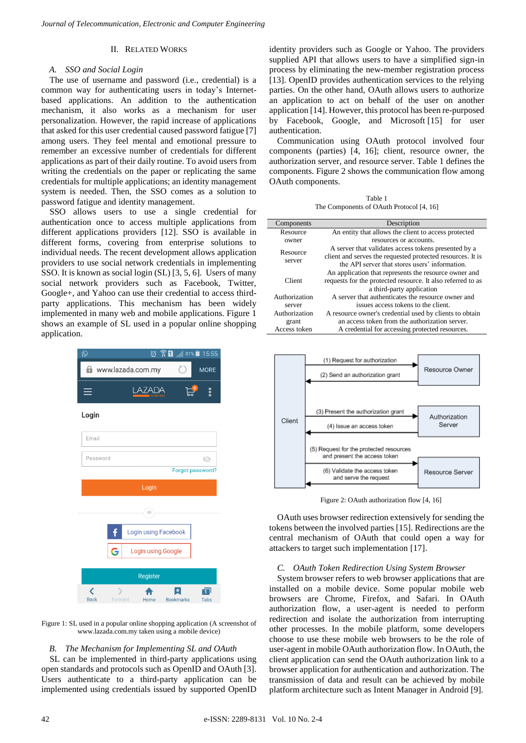## II. RELATED WORKS

### A. SSO and Social Login

The use of username and password (i.e., credential) is a common way for authenticating users in today's Internet-based applications. An addition to the authentication mechanism, it also works as a mechanism for user personalization. However, the rapid increase of applications that asked for this user credential caused password fatigue [7] among users. They feel mental and emotional pressure to remember an excessive number of credentials for different applications as part of their daily routine. To avoid users from writing the credentials on the paper or replicating the same credentials for multiple applications; an identity management system is needed. Then, the SSO comes as a solution to password fatigue and identity management.

SSO allows users to use a single credential for authentication once to access multiple applications from different applications providers [12]. SSO is available in different forms, covering from enterprise solutions to individual needs. The recent development allows application providers to use social network credentials in implementing SSO. It is known as social login (SL) [3, 5, 6]. Users of many social network providers such as Facebook, Twitter, Google+, and Yahoo can use their credential to access third-party applications. This mechanism has been widely implemented in many web and mobile applications. Figure 1 shows an example of SL used in a popular online shopping application.

Figure 1: SL used in a popular online shopping application (A screenshot of www.lazada.com.my taken using a mobile device)

### B. The Mechanism for Implementing SL and OAuth

SL can be implemented in third-party applications using open standards and protocols such as OpenID and OAuth [3]. Users authenticate to a third-party application can be implemented using credentials issued by supported OpenID identity providers such as Google or Yahoo. The providers supplied API that allows users to have a simplified sign-in process by eliminating the new-member registration process [13]. OpenID provides authentication services to the relying parties. On the other hand, OAuth allows users to authorize an application to act on behalf of the user on another application [14]. However, this protocol has been re-purposed by Facebook, Google, and Microsoft [15] for user authentication.

Communication using OAuth protocol involved four components (parties) [4, 16]; client, resource owner, the authorization server, and resource server. Table 1 defines the components. Figure 2 shows the communication flow among OAuth components.

Table 1
The Components of OAuth Protocol [4, 16]

| Components | Description |
|---|---|
| Resource owner | An entity that allows the client to access protected resources or accounts. |
| Resource server | A server that validates access tokens presented by a client and serves the requested protected resources. It is the API server that stores users' information. |
| Client | An application that represents the resource owner and requests for the protected resource. It also referred to as a third-party application |
| Authorization server | A server that authenticates the resource owner and issues access tokens to the client. |
| Authorization grant | A resource owner's credential used by clients to obtain an access token from the authorization server. |
| Access token | A credential for accessing protected resources. |

Figure 2: OAuth authorization flow [4, 16]

OAuth uses browser redirection extensively for sending the tokens between the involved parties [15]. Redirections are the central mechanism of OAuth that could open a way for attackers to target such implementation [17].

### C. OAuth Token Redirection Using System Browser

System browser refers to web browser applications that are installed on a mobile device. Some popular mobile web browsers are Chrome, Firefox, and Safari. In OAuth authorization flow, a user-agent is needed to perform redirection and isolate the authorization from interrupting other processes. In the mobile platform, some developers choose to use these mobile web browsers to be the role of user-agent in mobile OAuth authorization flow. In OAuth, the client application can send the OAuth authorization link to a browser application for authentication and authorization. The transmission of data and result can be achieved by mobile platform architecture such as Intent Manager in Android [9].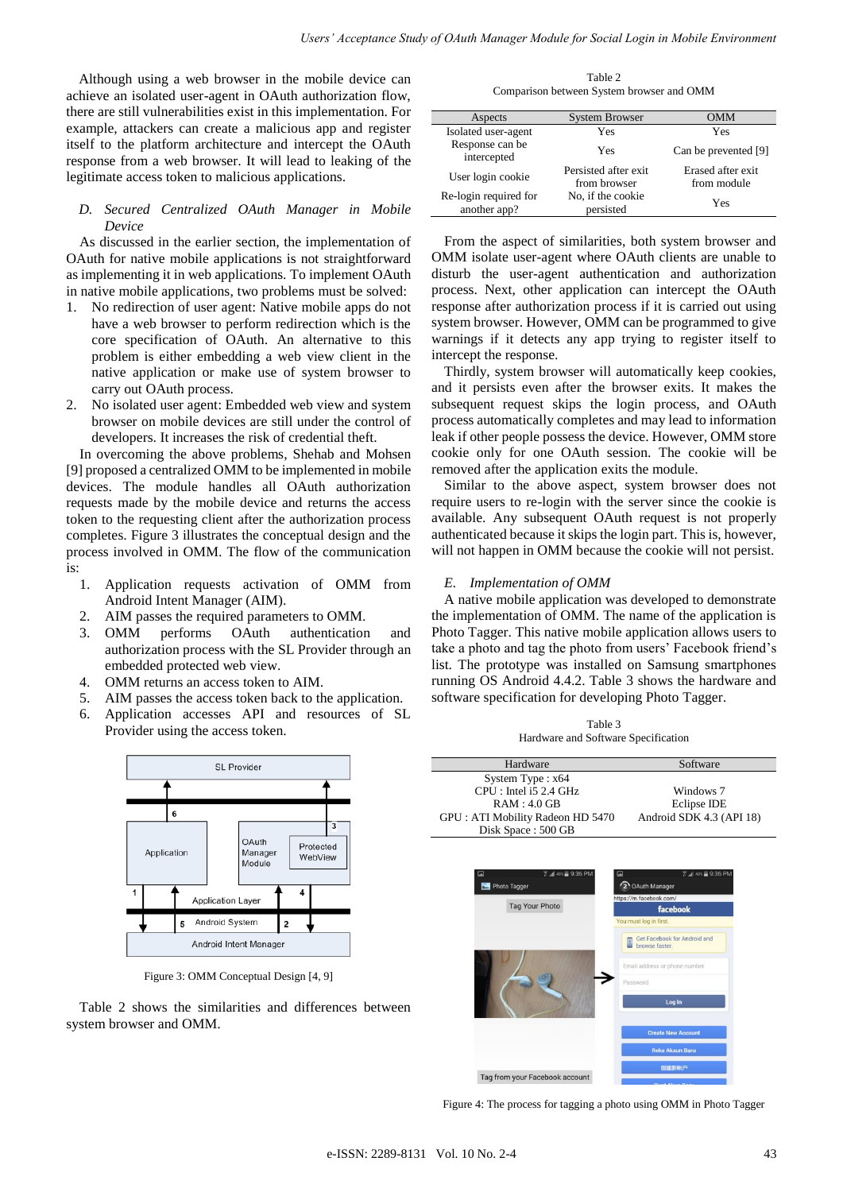Although using a web browser in the mobile device can achieve an isolated user-agent in OAuth authorization flow, there are still vulnerabilities exist in this implementation. For example, attackers can create a malicious app and register itself to the platform architecture and intercept the OAuth response from a web browser. It will lead to leaking of the legitimate access token to malicious applications.

### *D. Secured Centralized OAuth Manager in Mobile Device*

As discussed in the earlier section, the implementation of OAuth for native mobile applications is not straightforward as implementing it in web applications. To implement OAuth in native mobile applications, two problems must be solved:

1. No redirection of user agent: Native mobile apps do not have a web browser to perform redirection which is the core specification of OAuth. An alternative to this problem is either embedding a web view client in the native application or make use of system browser to carry out OAuth process.
2. No isolated user agent: Embedded web view and system browser on mobile devices are still under the control of developers. It increases the risk of credential theft.

In overcoming the above problems, Shehab and Mohsen [9] proposed a centralized OMM to be implemented in mobile devices. The module handles all OAuth authorization requests made by the mobile device and returns the access token to the requesting client after the authorization process completes. Figure 3 illustrates the conceptual design and the process involved in OMM. The flow of the communication is:

1. Application requests activation of OMM from Android Intent Manager (AIM).
2. AIM passes the required parameters to OMM.
3. OMM performs OAuth authentication and authorization process with the SL Provider through an embedded protected web view.
4. OMM returns an access token to AIM.
5. AIM passes the access token back to the application.
6. Application accesses API and resources of SL Provider using the access token.

Figure 3: OMM Conceptual Design [4, 9]

Table 2 shows the similarities and differences between system browser and OMM.

Table 2
Comparison between System browser and OMM

| Aspects | System Browser | OMM |
|---|---|---|
| Isolated user-agent | Yes | Yes |
| Response can be intercepted | Yes | Can be prevented [9] |
| User login cookie | Persisted after exit from browser | Erased after exit from module |
| Re-login required for another app? | No, if the cookie persisted | Yes |

From the aspect of similarities, both system browser and OMM isolate user-agent where OAuth clients are unable to disturb the user-agent authentication and authorization process. Next, other application can intercept the OAuth response after authorization process if it is carried out using system browser. However, OMM can be programmed to give warnings if it detects any app trying to register itself to intercept the response.

Thirdly, system browser will automatically keep cookies, and it persists even after the browser exits. It makes the subsequent request skips the login process, and OAuth process automatically completes and may lead to information leak if other people possess the device. However, OMM store cookie only for one OAuth session. The cookie will be removed after the application exits the module.

Similar to the above aspect, system browser does not require users to re-login with the server since the cookie is available. Any subsequent OAuth request is not properly authenticated because it skips the login part. This is, however, will not happen in OMM because the cookie will not persist.

### *E. Implementation of OMM*

A native mobile application was developed to demonstrate the implementation of OMM. The name of the application is Photo Tagger. This native mobile application allows users to take a photo and tag the photo from users' Facebook friend's list. The prototype was installed on Samsung smartphones running OS Android 4.4.2. Table 3 shows the hardware and software specification for developing Photo Tagger.

Table 3
Hardware and Software Specification

| Hardware | Software |
|---|---|
| System Type : x64<br>CPU : Intel i5 2.4 GHz<br>RAM : 4.0 GB<br>GPU : ATI Mobility Radeon HD 5470<br>Disk Space : 500 GB | Windows 7<br>Eclipse IDE<br>Android SDK 4.3 (API 18) |

Figure 4: The process for tagging a photo using OMM in Photo Tagger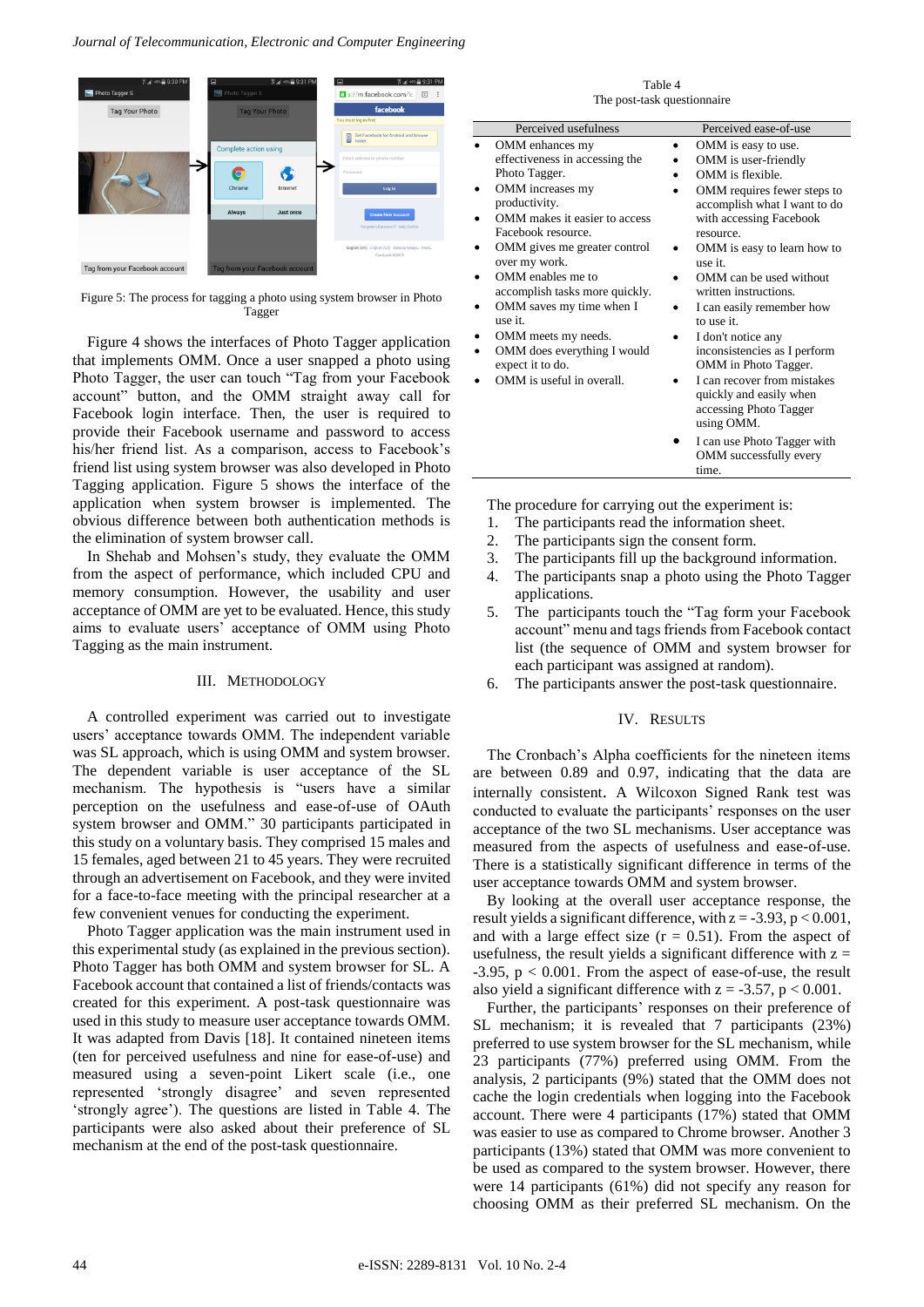Figure 5: The process for tagging a photo using system browser in Photo Tagger

Figure 4 shows the interfaces of Photo Tagger application that implements OMM. Once a user snapped a photo using Photo Tagger, the user can touch "Tag from your Facebook account" button, and the OMM straight away call for Facebook login interface. Then, the user is required to provide their Facebook username and password to access his/her friend list. As a comparison, access to Facebook's friend list using system browser was also developed in Photo Tagging application. Figure 5 shows the interface of the application when system browser is implemented. The obvious difference between both authentication methods is the elimination of system browser call.

In Shehab and Mohsen's study, they evaluate the OMM from the aspect of performance, which included CPU and memory consumption. However, the usability and user acceptance of OMM are yet to be evaluated. Hence, this study aims to evaluate users' acceptance of OMM using Photo Tagging as the main instrument.

## III. Methodology

A controlled experiment was carried out to investigate users' acceptance towards OMM. The independent variable was SL approach, which is using OMM and system browser. The dependent variable is user acceptance of the SL mechanism. The hypothesis is "users have a similar perception on the usefulness and ease-of-use of OAuth system browser and OMM." 30 participants participated in this study on a voluntary basis. They comprised 15 males and 15 females, aged between 21 to 45 years. They were recruited through an advertisement on Facebook, and they were invited for a face-to-face meeting with the principal researcher at a few convenient venues for conducting the experiment.

Photo Tagger application was the main instrument used in this experimental study (as explained in the previous section). Photo Tagger has both OMM and system browser for SL. A Facebook account that contained a list of friends/contacts was created for this experiment. A post-task questionnaire was used in this study to measure user acceptance towards OMM. It was adapted from Davis [18]. It contained nineteen items (ten for perceived usefulness and nine for ease-of-use) and measured using a seven-point Likert scale (i.e., one represented 'strongly disagree' and seven represented 'strongly agree'). The questions are listed in Table 4. The participants were also asked about their preference of SL mechanism at the end of the post-task questionnaire.

Table 4
The post-task questionnaire

| Perceived usefulness | Perceived ease-of-use |
|---|---|
| • OMM enhances my effectiveness in accessing the Photo Tagger. | • OMM is easy to use. |
| • OMM increases my productivity. | • OMM is user-friendly |
| • OMM makes it easier to access Facebook resource. | • OMM is flexible. |
| • OMM gives me greater control over my work. | • OMM requires fewer steps to accomplish what I want to do with accessing Facebook resource. |
| • OMM enables me to accomplish tasks more quickly. | • OMM is easy to learn how to use it. |
| • OMM saves my time when I use it. | • OMM can be used without written instructions. |
| • OMM meets my needs. | • I can easily remember how to use it. |
| • OMM does everything I would expect it to do. | • I don't notice any inconsistencies as I perform OMM in Photo Tagger. |
| • OMM is useful in overall. | • I can recover from mistakes quickly and easily when accessing Photo Tagger using OMM. |
| | • I can use Photo Tagger with OMM successfully every time. |

The procedure for carrying out the experiment is:

1. The participants read the information sheet.
2. The participants sign the consent form.
3. The participants fill up the background information.
4. The participants snap a photo using the Photo Tagger applications.
5. The participants touch the "Tag form your Facebook account" menu and tags friends from Facebook contact list (the sequence of OMM and system browser for each participant was assigned at random).
6. The participants answer the post-task questionnaire.

## IV. Results

The Cronbach's Alpha coefficients for the nineteen items are between 0.89 and 0.97, indicating that the data are internally consistent. A Wilcoxon Signed Rank test was conducted to evaluate the participants' responses on the user acceptance of the two SL mechanisms. User acceptance was measured from the aspects of usefulness and ease-of-use. There is a statistically significant difference in terms of the user acceptance towards OMM and system browser.

By looking at the overall user acceptance response, the result yields a significant difference, with $z = -3.93$, $p < 0.001$, and with a large effect size ($r = 0.51$). From the aspect of usefulness, the result yields a significant difference with $z = -3.95$, $p < 0.001$. From the aspect of ease-of-use, the result also yield a significant difference with $z = -3.57$, $p < 0.001$.

Further, the participants' responses on their preference of SL mechanism; it is revealed that 7 participants (23%) preferred to use system browser for the SL mechanism, while 23 participants (77%) preferred using OMM. From the analysis, 2 participants (9%) stated that the OMM does not cache the login credentials when logging into the Facebook account. There were 4 participants (17%) stated that OMM was easier to use as compared to Chrome browser. Another 3 participants (13%) stated that OMM was more convenient to be used as compared to the system browser. However, there were 14 participants (61%) did not specify any reason for choosing OMM as their preferred SL mechanism. On the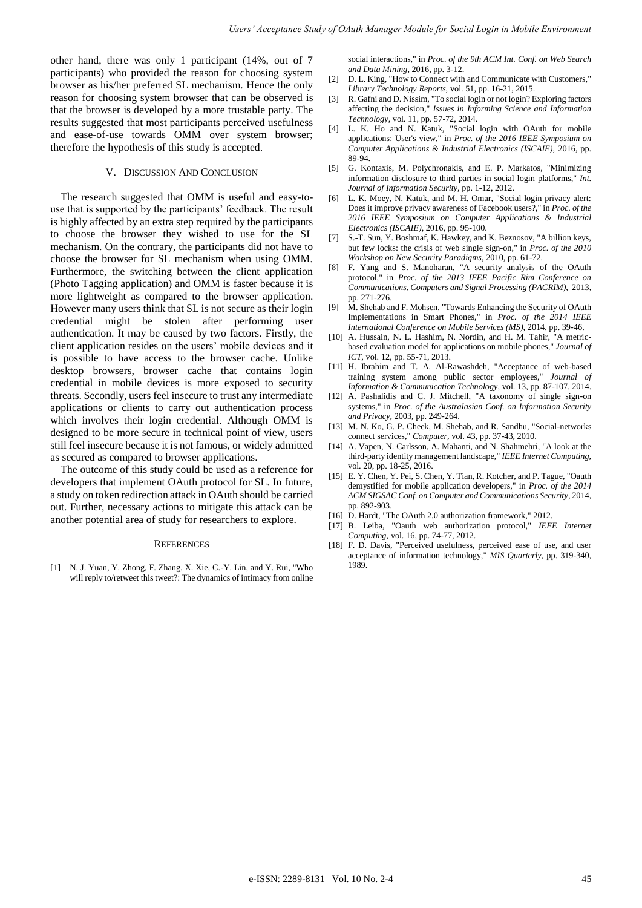other hand, there was only 1 participant (14%, out of 7 participants) who provided the reason for choosing system browser as his/her preferred SL mechanism. Hence the only reason for choosing system browser that can be observed is that the browser is developed by a more trustable party. The results suggested that most participants perceived usefulness and ease-of-use towards OMM over system browser; therefore the hypothesis of this study is accepted.

## V. Discussion And Conclusion

The research suggested that OMM is useful and easy-to-use that is supported by the participants' feedback. The result is highly affected by an extra step required by the participants to choose the browser they wished to use for the SL mechanism. On the contrary, the participants did not have to choose the browser for SL mechanism when using OMM. Furthermore, the switching between the client application (Photo Tagging application) and OMM is faster because it is more lightweight as compared to the browser application. However many users think that SL is not secure as their login credential might be stolen after performing user authentication. It may be caused by two factors. Firstly, the client application resides on the users' mobile devices and it is possible to have access to the browser cache. Unlike desktop browsers, browser cache that contains login credential in mobile devices is more exposed to security threats. Secondly, users feel insecure to trust any intermediate applications or clients to carry out authentication process which involves their login credential. Although OMM is designed to be more secure in technical point of view, users still feel insecure because it is not famous, or widely admitted as secured as compared to browser applications.

The outcome of this study could be used as a reference for developers that implement OAuth protocol for SL. In future, a study on token redirection attack in OAuth should be carried out. Further, necessary actions to mitigate this attack can be another potential area of study for researchers to explore.

## References

[1] N. J. Yuan, Y. Zhong, F. Zhang, X. Xie, C.-Y. Lin, and Y. Rui, "Who will reply to/retweet this tweet?: The dynamics of intimacy from online social interactions," in *Proc. of the 9th ACM Int. Conf. on Web Search and Data Mining*, 2016, pp. 3-12.

[2] D. L. King, "How to Connect with and Communicate with Customers," *Library Technology Reports*, vol. 51, pp. 16-21, 2015.

[3] R. Gafni and D. Nissim, "To social login or not login? Exploring factors affecting the decision," *Issues in Informing Science and Information Technology*, vol. 11, pp. 57-72, 2014.

[4] L. K. Ho and N. Katuk, "Social login with OAuth for mobile applications: User's view," in *Proc. of the 2016 IEEE Symposium on Computer Applications & Industrial Electronics (ISCAIE)*, 2016, pp. 89-94.

[5] G. Kontaxis, M. Polychronakis, and E. P. Markatos, "Minimizing information disclosure to third parties in social login platforms," *Int. Journal of Information Security*, pp. 1-12, 2012.

[6] L. K. Moey, N. Katuk, and M. H. Omar, "Social login privacy alert: Does it improve privacy awareness of Facebook users?," in *Proc. of the 2016 IEEE Symposium on Computer Applications & Industrial Electronics (ISCAIE)*, 2016, pp. 95-100.

[7] S.-T. Sun, Y. Boshmaf, K. Hawkey, and K. Beznosov, "A billion keys, but few locks: the crisis of web single sign-on," in *Proc. of the 2010 Workshop on New Security Paradigms*, 2010, pp. 61-72.

[8] F. Yang and S. Manoharan, "A security analysis of the OAuth protocol," in *Proc. of the 2013 IEEE Pacific Rim Conference on Communications, Computers and Signal Processing (PACRIM)*, 2013, pp. 271-276.

[9] M. Shehab and F. Mohsen, "Towards Enhancing the Security of OAuth Implementations in Smart Phones," in *Proc. of the 2014 IEEE International Conference on Mobile Services (MS)*, 2014, pp. 39-46.

[10] A. Hussain, N. L. Hashim, N. Nordin, and H. M. Tahir, "A metric-based evaluation model for applications on mobile phones," *Journal of ICT*, vol. 12, pp. 55-71, 2013.

[11] H. Ibrahim and T. A. Al-Rawashdeh, "Acceptance of web-based training system among public sector employees," *Journal of Information & Communication Technology*, vol. 13, pp. 87-107, 2014.

[12] A. Pashalidis and C. J. Mitchell, "A taxonomy of single sign-on systems," in *Proc. of the Australasian Conf. on Information Security and Privacy*, 2003, pp. 249-264.

[13] M. N. Ko, G. P. Cheek, M. Shehab, and R. Sandhu, "Social-networks connect services," *Computer*, vol. 43, pp. 37-43, 2010.

[14] A. Vapen, N. Carlsson, A. Mahanti, and N. Shahmehri, "A look at the third-party identity management landscape," *IEEE Internet Computing*, vol. 20, pp. 18-25, 2016.

[15] E. Y. Chen, Y. Pei, S. Chen, Y. Tian, R. Kotcher, and P. Tague, "Oauth demystified for mobile application developers," in *Proc. of the 2014 ACM SIGSAC Conf. on Computer and Communications Security*, 2014, pp. 892-903.

[16] D. Hardt, "The OAuth 2.0 authorization framework," 2012.

[17] B. Leiba, "Oauth web authorization protocol," *IEEE Internet Computing*, vol. 16, pp. 74-77, 2012.

[18] F. D. Davis, "Perceived usefulness, perceived ease of use, and user acceptance of information technology," *MIS Quarterly*, pp. 319-340, 1989.